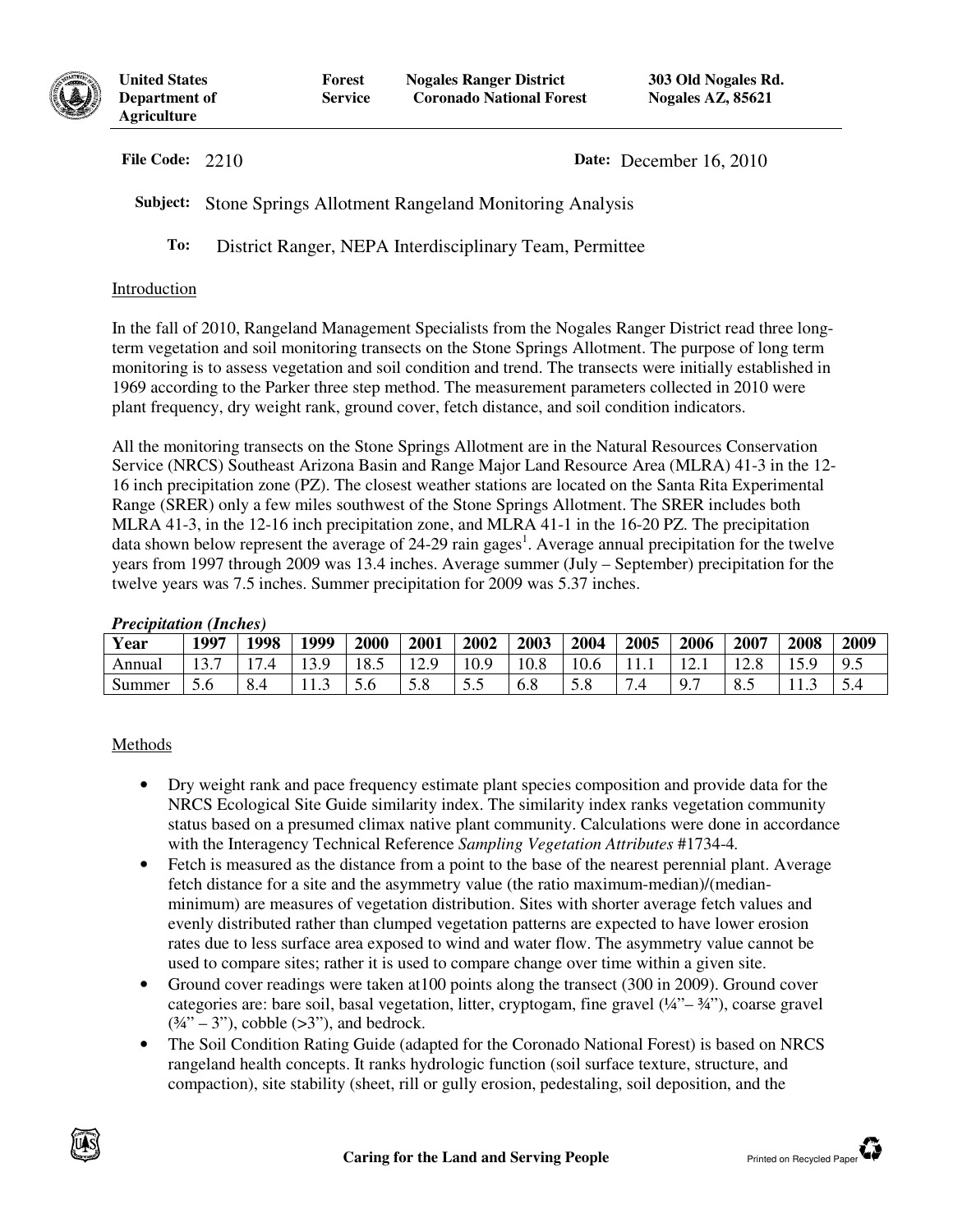**United States Department of Agriculture** | **Forest Service** | **Nogales Ranger District Coronado National Forest** | **303 Old Nogales Rd. Nogales AZ, 85621**

**File Code:** 2210 **Date:** December 16, 2010

**Subject:** Stone Springs Allotment Rangeland Monitoring Analysis

**To:** District Ranger, NEPA Interdisciplinary Team, Permittee

## Introduction

In the fall of 2010, Rangeland Management Specialists from the Nogales Ranger District read three long-term vegetation and soil monitoring transects on the Stone Springs Allotment. The purpose of long term monitoring is to assess vegetation and soil condition and trend. The transects were initially established in 1969 according to the Parker three step method. The measurement parameters collected in 2010 were plant frequency, dry weight rank, ground cover, fetch distance, and soil condition indicators.

All the monitoring transects on the Stone Springs Allotment are in the Natural Resources Conservation Service (NRCS) Southeast Arizona Basin and Range Major Land Resource Area (MLRA) 41-3 in the 12-16 inch precipitation zone (PZ). The closest weather stations are located on the Santa Rita Experimental Range (SRER) only a few miles southwest of the Stone Springs Allotment. The SRER includes both MLRA 41-3, in the 12-16 inch precipitation zone, and MLRA 41-1 in the 16-20 PZ. The precipitation data shown below represent the average of 24-29 rain gages[1]. Average annual precipitation for the twelve years from 1997 through 2009 was 13.4 inches. Average summer (July – September) precipitation for the twelve years was 7.5 inches. Summer precipitation for 2009 was 5.37 inches.

***Precipitation (Inches)***

| Year | 1997 | 1998 | 1999 | 2000 | 2001 | 2002 | 2003 | 2004 | 2005 | 2006 | 2007 | 2008 | 2009 |
|---|---|---|---|---|---|---|---|---|---|---|---|---|---|
| Annual | 13.7 | 17.4 | 13.9 | 18.5 | 12.9 | 10.9 | 10.8 | 10.6 | 11.1 | 12.1 | 12.8 | 15.9 | 9.5 |
| Summer | 5.6 | 8.4 | 11.3 | 5.6 | 5.8 | 5.5 | 6.8 | 5.8 | 7.4 | 9.7 | 8.5 | 11.3 | 5.4 |

## Methods

- Dry weight rank and pace frequency estimate plant species composition and provide data for the NRCS Ecological Site Guide similarity index. The similarity index ranks vegetation community status based on a presumed climax native plant community. Calculations were done in accordance with the Interagency Technical Reference *Sampling Vegetation Attributes* #1734-4.
- Fetch is measured as the distance from a point to the base of the nearest perennial plant. Average fetch distance for a site and the asymmetry value (the ratio maximum-median)/(median-minimum) are measures of vegetation distribution. Sites with shorter average fetch values and evenly distributed rather than clumped vegetation patterns are expected to have lower erosion rates due to less surface area exposed to wind and water flow. The asymmetry value cannot be used to compare sites; rather it is used to compare change over time within a given site.
- Ground cover readings were taken at100 points along the transect (300 in 2009). Ground cover categories are: bare soil, basal vegetation, litter, cryptogam, fine gravel (¼"– ¾"), coarse gravel (¾" – 3"), cobble (>3"), and bedrock.
- The Soil Condition Rating Guide (adapted for the Coronado National Forest) is based on NRCS rangeland health concepts. It ranks hydrologic function (soil surface texture, structure, and compaction), site stability (sheet, rill or gully erosion, pedestaling, soil deposition, and the

Caring for the Land and Serving People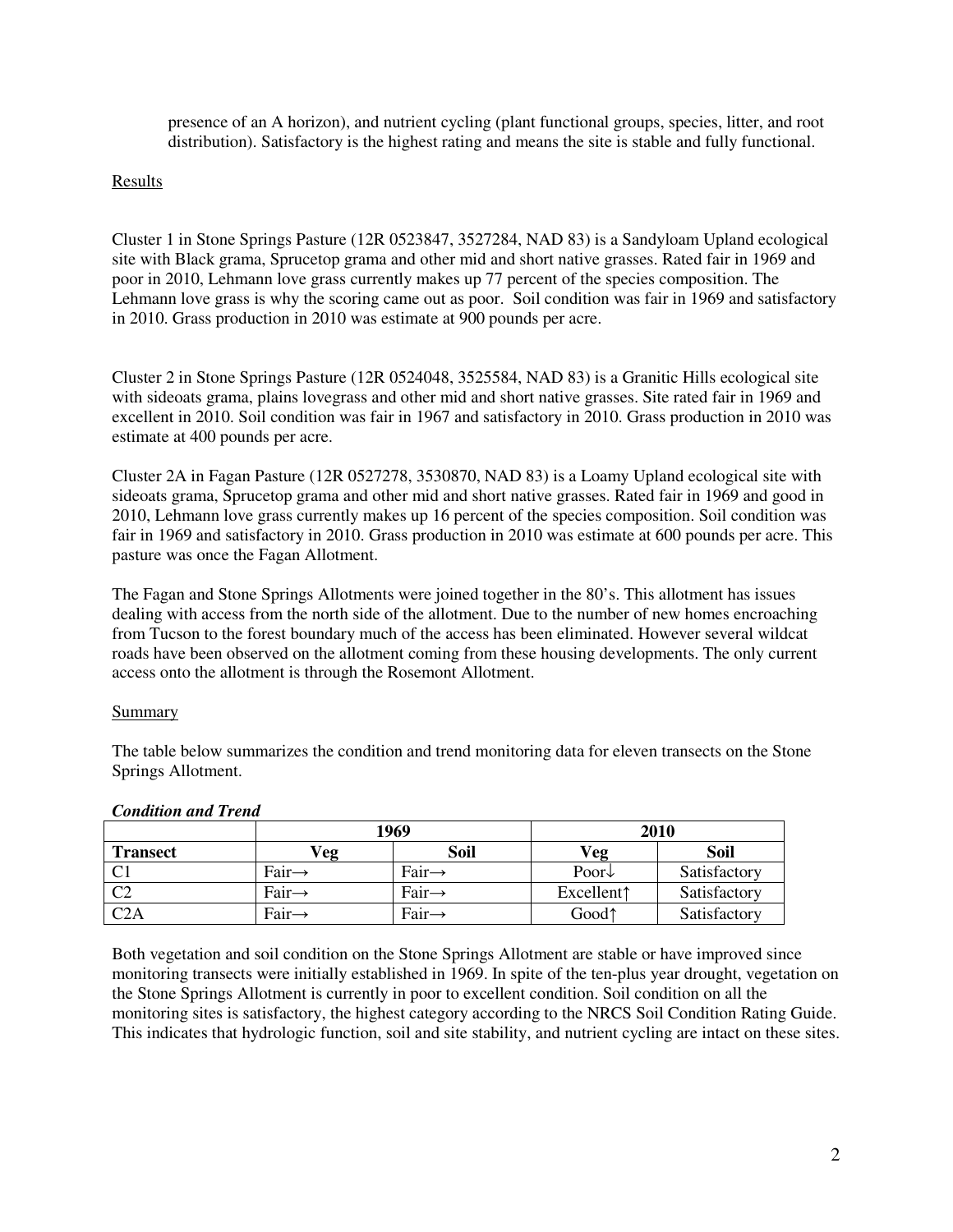presence of an A horizon), and nutrient cycling (plant functional groups, species, litter, and root distribution). Satisfactory is the highest rating and means the site is stable and fully functional.

## Results

Cluster 1 in Stone Springs Pasture (12R 0523847, 3527284, NAD 83) is a Sandyloam Upland ecological site with Black grama, Sprucetop grama and other mid and short native grasses. Rated fair in 1969 and poor in 2010, Lehmann love grass currently makes up 77 percent of the species composition. The Lehmann love grass is why the scoring came out as poor. Soil condition was fair in 1969 and satisfactory in 2010. Grass production in 2010 was estimate at 900 pounds per acre.

Cluster 2 in Stone Springs Pasture (12R 0524048, 3525584, NAD 83) is a Granitic Hills ecological site with sideoats grama, plains lovegrass and other mid and short native grasses. Site rated fair in 1969 and excellent in 2010. Soil condition was fair in 1967 and satisfactory in 2010. Grass production in 2010 was estimate at 400 pounds per acre.

Cluster 2A in Fagan Pasture (12R 0527278, 3530870, NAD 83) is a Loamy Upland ecological site with sideoats grama, Sprucetop grama and other mid and short native grasses. Rated fair in 1969 and good in 2010, Lehmann love grass currently makes up 16 percent of the species composition. Soil condition was fair in 1969 and satisfactory in 2010. Grass production in 2010 was estimate at 600 pounds per acre. This pasture was once the Fagan Allotment.

The Fagan and Stone Springs Allotments were joined together in the 80's. This allotment has issues dealing with access from the north side of the allotment. Due to the number of new homes encroaching from Tucson to the forest boundary much of the access has been eliminated. However several wildcat roads have been observed on the allotment coming from these housing developments. The only current access onto the allotment is through the Rosemont Allotment.

## Summary

The table below summarizes the condition and trend monitoring data for eleven transects on the Stone Springs Allotment.

***Condition and Trend***

| | 1969 | | 2010 | |
|---|---|---|---|---|
| **Transect** | **Veg** | **Soil** | **Veg** | **Soil** |
| C1 | Fair→ | Fair→ | Poor↓ | Satisfactory |
| C2 | Fair→ | Fair→ | Excellent↑ | Satisfactory |
| C2A | Fair→ | Fair→ | Good↑ | Satisfactory |

Both vegetation and soil condition on the Stone Springs Allotment are stable or have improved since monitoring transects were initially established in 1969. In spite of the ten-plus year drought, vegetation on the Stone Springs Allotment is currently in poor to excellent condition. Soil condition on all the monitoring sites is satisfactory, the highest category according to the NRCS Soil Condition Rating Guide. This indicates that hydrologic function, soil and site stability, and nutrient cycling are intact on these sites.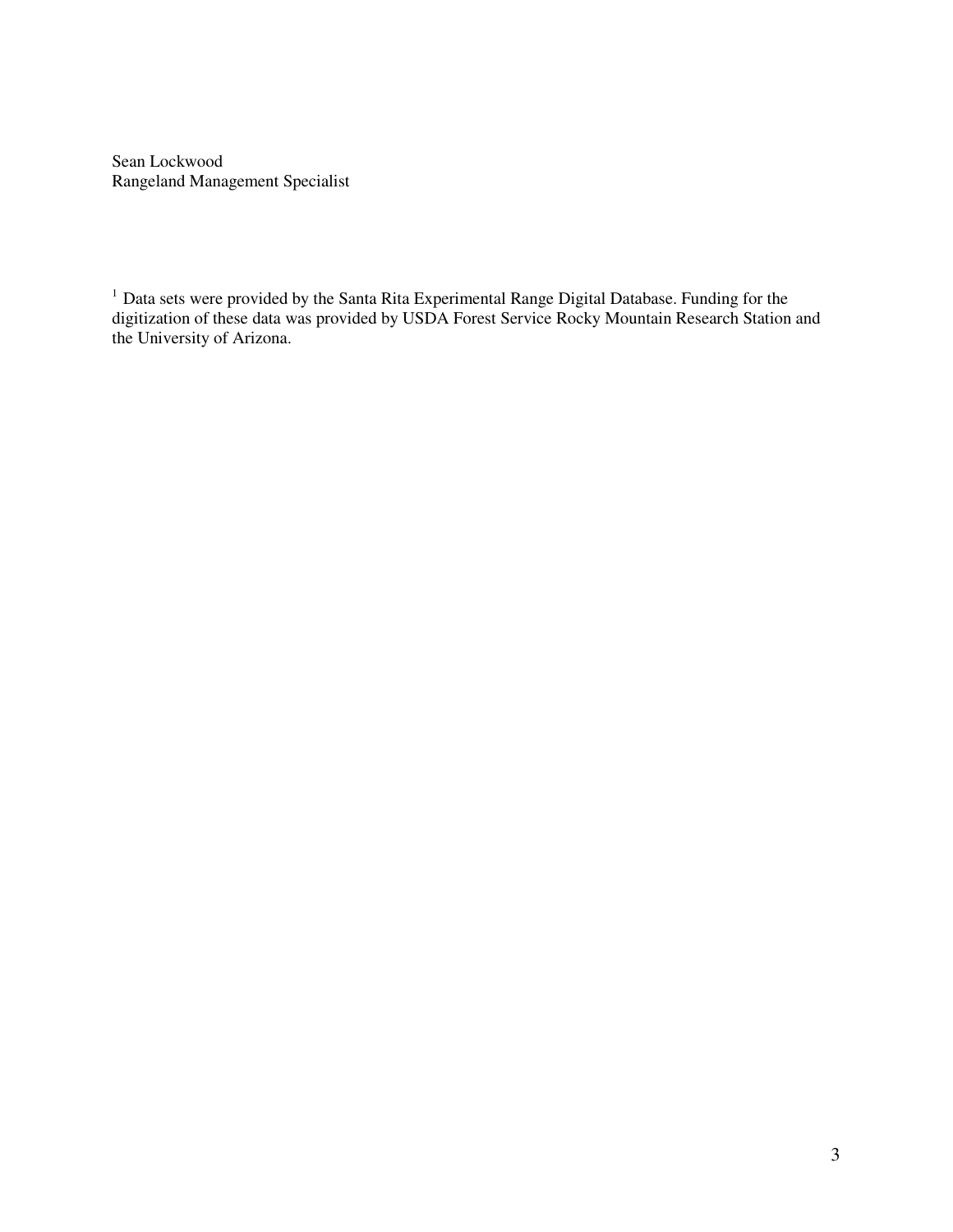Sean Lockwood
Rangeland Management Specialist

[1] Data sets were provided by the Santa Rita Experimental Range Digital Database. Funding for the digitization of these data was provided by USDA Forest Service Rocky Mountain Research Station and the University of Arizona.